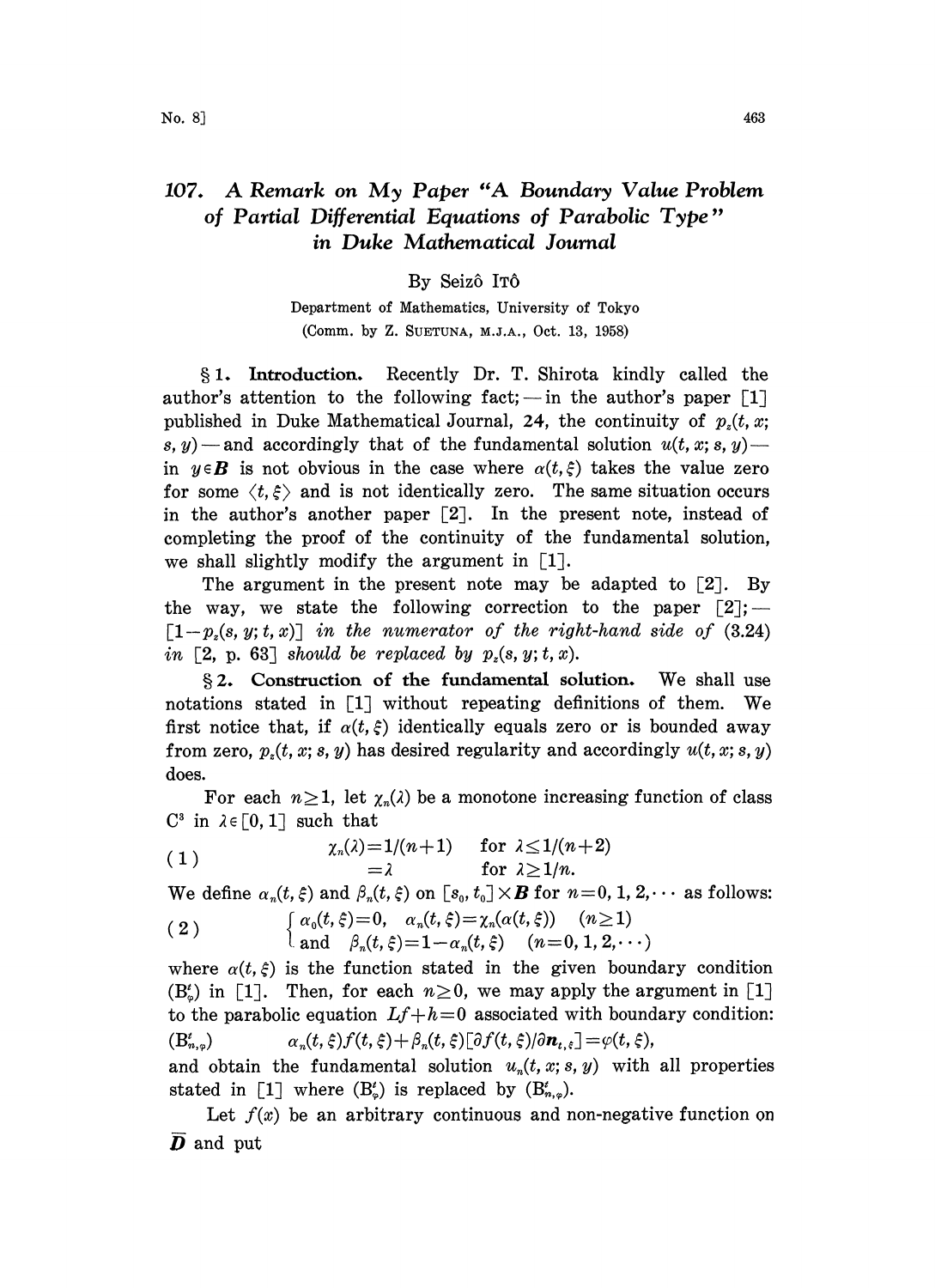# 107. A Remark on My Paper "A Boundary Value Problem of Partial Differential Equations of Parabolic Type" in Duke Mathematical Journal

By Seizô Itô

Department of Mathematics, University of Tokyo

(Comm. by Z. Suetuna, M.J.A., Oct. 13, 1958)

§1. **Introduction.** Recently Dr. T. Shirota kindly called the author's attention to the following fact; — in the author's paper [1] published in Duke Mathematical Journal, 24, the continuity of $p_z(t, x; s, y)$ — and accordingly that of the fundamental solution $u(t, x; s, y)$ — in $y \in \boldsymbol{B}$ is not obvious in the case where $\alpha(t, \xi)$ takes the value zero for some $\langle t, \xi \rangle$ and is not identically zero. The same situation occurs in the author's another paper [2]. In the present note, instead of completing the proof of the continuity of the fundamental solution, we shall slightly modify the argument in [1].

The argument in the present note may be adapted to [2]. By the way, we state the following correction to the paper [2]; — *$[1-p_z(s, y; t, x)]$ in the numerator of the right-hand side of (3.24) in [2, p. 63] should be replaced by $p_z(s, y; t, x)$.*

§2. **Construction of the fundamental solution.** We shall use notations stated in [1] without repeating definitions of them. We first notice that, if $\alpha(t, \xi)$ identically equals zero or is bounded away from zero, $p_z(t, x; s, y)$ has desired regularity and accordingly $u(t, x; s, y)$ does.

For each $n \geq 1$, let $\chi_n(\lambda)$ be a monotone increasing function of class $C^3$ in $\lambda \in [0, 1]$ such that

$$
\begin{aligned}
\chi_n(\lambda) &= 1/(n+1) \quad \text{for } \lambda \leq 1/(n+2) \\
&= \lambda \qquad\qquad\; \text{for } \lambda \geq 1/n.
\end{aligned}
\tag{1}
$$

We define $\alpha_n(t, \xi)$ and $\beta_n(t, \xi)$ on $[s_0, t_0] \times \boldsymbol{B}$ for $n = 0, 1, 2, \cdots$ as follows:

$$
\begin{cases}
\alpha_0(t, \xi) = 0, \quad \alpha_n(t, \xi) = \chi_n(\alpha(t, \xi)) \quad (n \geq 1) \\
\text{and} \quad \beta_n(t, \xi) = 1 - \alpha_n(t, \xi) \quad (n = 0, 1, 2, \cdots)
\end{cases}
\tag{2}
$$

where $\alpha(t, \xi)$ is the function stated in the given boundary condition $(\mathrm{B}^t_\varphi)$ in [1]. Then, for each $n \geq 0$, we may apply the argument in [1] to the parabolic equation $Lf + h = 0$ associated with boundary condition:

$(\mathrm{B}^t_{n,\varphi})$ $\qquad \alpha_n(t, \xi) f(t, \xi) + \beta_n(t, \xi)[\partial f(t, \xi)/\partial \boldsymbol{n}_{t,\xi}] = \varphi(t, \xi),$

and obtain the fundamental solution $u_n(t, x; s, y)$ with all properties stated in [1] where $(\mathrm{B}^t_\varphi)$ is replaced by $(\mathrm{B}^t_{n,\varphi})$.

Let $f(x)$ be an arbitrary continuous and non-negative function on $\overline{\boldsymbol{D}}$ and put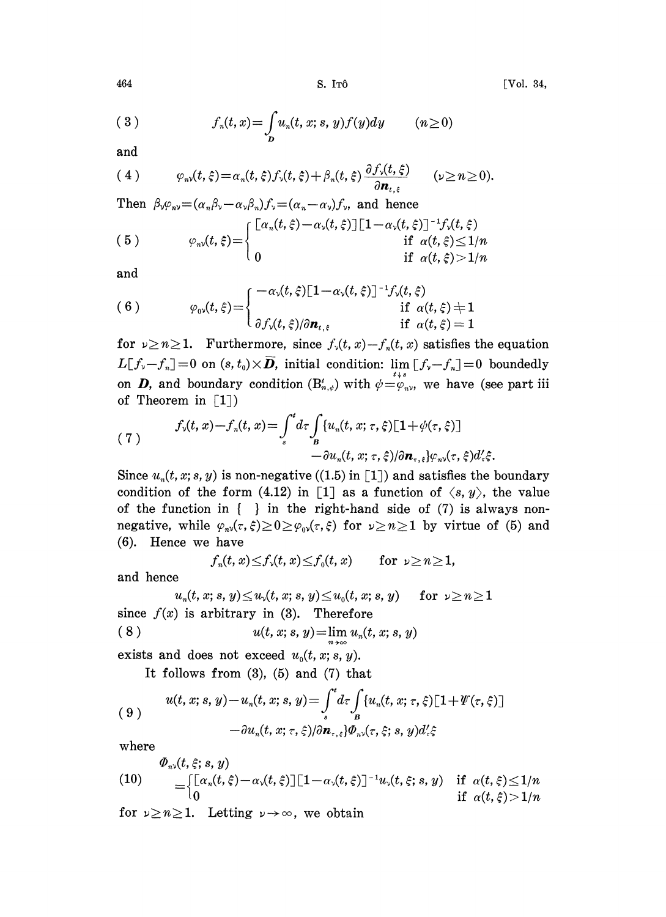$$f_n(t,x)=\int_D u_n(t,x;s,y)f(y)dy \qquad (n\geq 0) \tag{3}$$

and

$$\varphi_{n\nu}(t,\xi)=\alpha_n(t,\xi)f_\nu(t,\xi)+\beta_n(t,\xi)\frac{\partial f_\nu(t,\xi)}{\partial \boldsymbol{n}_{t,\xi}} \qquad (\nu\geq n\geq 0). \tag{4}$$

Then $\beta_\nu\varphi_{n\nu}=(\alpha_n\beta_\nu-\alpha_\nu\beta_n)f_\nu=(\alpha_n-\alpha_\nu)f_\nu$, and hence

$$\varphi_{n\nu}(t,\xi)=\begin{cases}[\alpha_n(t,\xi)-\alpha_\nu(t,\xi)][1-\alpha_\nu(t,\xi)]^{-1}f_\nu(t,\xi) & \text{if } \alpha(t,\xi)\leq 1/n\\ 0 & \text{if } \alpha(t,\xi)>1/n\end{cases} \tag{5}$$

and

$$\varphi_{0\nu}(t,\xi)=\begin{cases}-\alpha_\nu(t,\xi)[1-\alpha_\nu(t,\xi)]^{-1}f_\nu(t,\xi) & \text{if } \alpha(t,\xi)\neq 1\\ \partial f_\nu(t,\xi)/\partial \boldsymbol{n}_{t,\xi} & \text{if } \alpha(t,\xi)=1\end{cases} \tag{6}$$

for $\nu\geq n\geq 1$. Furthermore, since $f_\nu(t,x)-f_n(t,x)$ satisfies the equation $L[f_\nu-f_n]=0$ on $(s,t_0)\times\overline{\boldsymbol{D}}$, initial condition: $\lim_{t\downarrow s}[f_\nu-f_n]=0$ boundedly on $\boldsymbol{D}$, and boundary condition $(\mathrm{B}^t_{n,\psi})$ with $\psi=\varphi_{n\nu}$, we have (see part iii of Theorem in [1])

$$\begin{aligned}f_\nu(t,x)-f_n(t,x)=\int_s^t d\tau\int_B\{&u_n(t,x;\tau,\xi)[1+\psi(\tau,\xi)]\\ &-\partial u_n(t,x;\tau,\xi)/\partial \boldsymbol{n}_{\tau,\xi}\}\varphi_{n\nu}(\tau,\xi)d'_\tau\xi.\end{aligned} \tag{7}$$

Since $u_n(t,x;s,y)$ is non-negative ((1.5) in [1]) and satisfies the boundary condition of the form (4.12) in [1] as a function of $\langle s,y\rangle$, the value of the function in { } in the right-hand side of (7) is always non-negative, while $\varphi_{n\nu}(\tau,\xi)\geq 0\geq\varphi_{0\nu}(\tau,\xi)$ for $\nu\geq n\geq 1$ by virtue of (5) and (6). Hence we have

$$f_n(t,x)\leq f_\nu(t,x)\leq f_0(t,x) \qquad \text{for } \nu\geq n\geq 1,$$

and hence

$$u_n(t,x;s,y)\leq u_\nu(t,x;s,y)\leq u_0(t,x;s,y) \qquad \text{for } \nu\geq n\geq 1$$

since $f(x)$ is arbitrary in (3). Therefore

$$u(t,x;s,y)=\lim_{n\to\infty}u_n(t,x;s,y) \tag{8}$$

exists and does not exceed $u_0(t,x;s,y)$.

It follows from (3), (5) and (7) that

$$\begin{aligned}u(t,x;s,y)-u_n(t,x;s,y)=\int_s^t d\tau\int_B\{&u_n(t,x;\tau,\xi)[1+\Psi(\tau,\xi)]\\ &-\partial u_n(t,x;\tau,\xi)/\partial \boldsymbol{n}_{\tau,\xi}\}\Phi_{n\nu}(\tau,\xi;s,y)d'_\tau\xi\end{aligned} \tag{9}$$

where

$$\begin{aligned}&\Phi_{n\nu}(t,\xi;s,y)\\ &=\begin{cases}[\alpha_n(t,\xi)-\alpha_\nu(t,\xi)][1-\alpha_\nu(t,\xi)]^{-1}u_\nu(t,\xi;s,y) & \text{if } \alpha(t,\xi)\leq 1/n\\ 0 & \text{if } \alpha(t,\xi)>1/n\end{cases}\end{aligned} \tag{10}$$

for $\nu\geq n\geq 1$. Letting $\nu\to\infty$, we obtain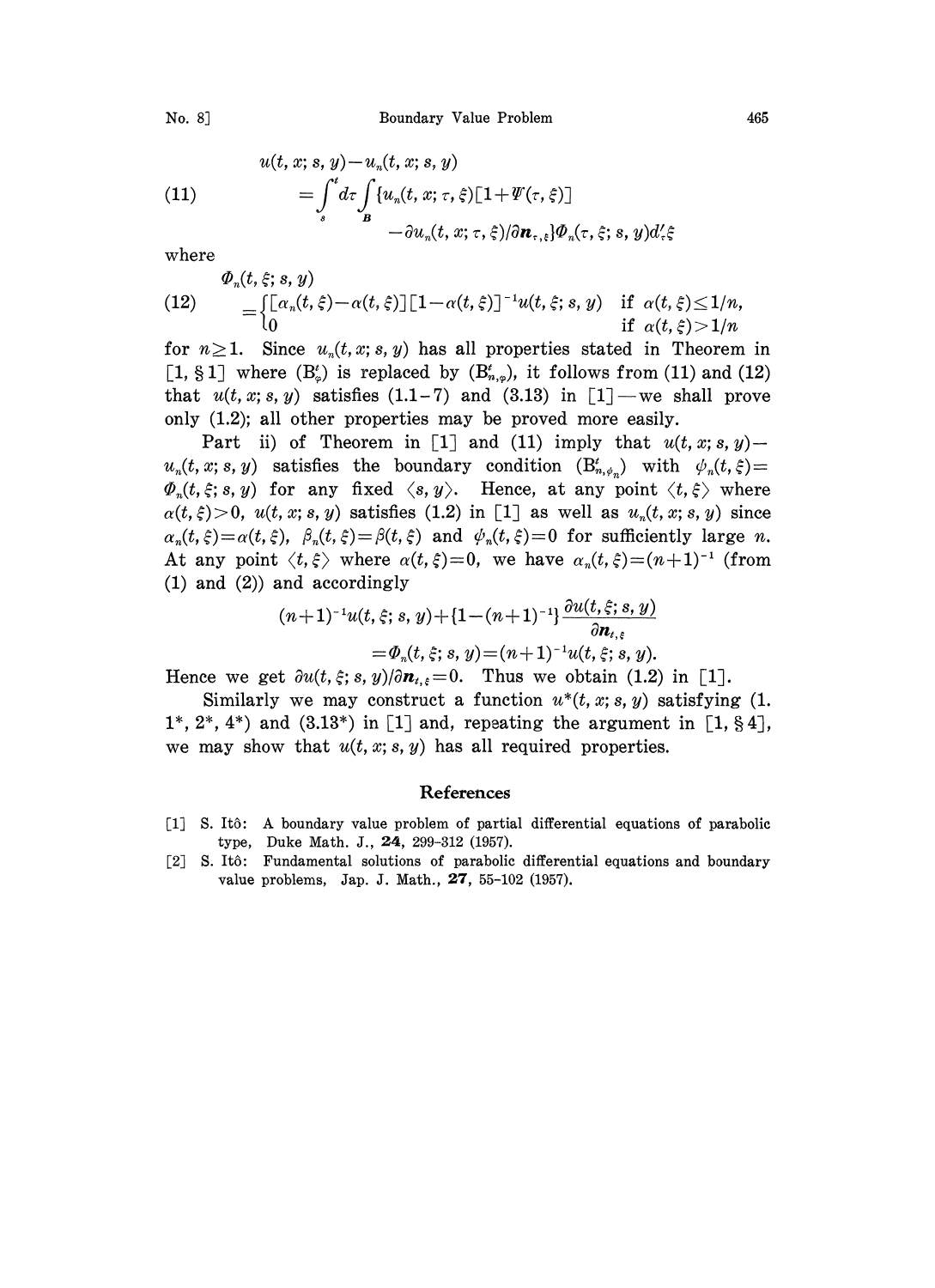$$
\begin{aligned}
&u(t, x; s, y)-u_n(t, x; s, y) \\
(11) \qquad &= \int_s^t d\tau \int_B \{u_n(t, x; \tau, \xi)[1+\Psi(\tau, \xi)] \\
&\qquad -\partial u_n(t, x; \tau, \xi)/\partial \boldsymbol{n}_{\tau,\xi}\}\Phi_n(\tau, \xi; s, y)d'_\tau\xi
\end{aligned}
$$

where

$$
\begin{aligned}
&\Phi_n(t, \xi; s, y) \\
(12) \qquad &= \begin{cases} [\alpha_n(t, \xi)-\alpha(t, \xi)][1-\alpha(t, \xi)]^{-1}u(t, \xi; s, y) & \text{if } \alpha(t, \xi) \leq 1/n, \\ 0 & \text{if } \alpha(t, \xi) > 1/n \end{cases}
\end{aligned}
$$

for $n \geq 1$. Since $u_n(t, x; s, y)$ has all properties stated in Theorem in [1, §1] where $(B_\varphi^t)$ is replaced by $(B_{n,\varphi}^t)$, it follows from (11) and (12) that $u(t, x; s, y)$ satisfies (1.1–7) and (3.13) in [1]—we shall prove only (1.2); all other properties may be proved more easily.

Part ii) of Theorem in [1] and (11) imply that $u(t, x; s, y) - u_n(t, x; s, y)$ satisfies the boundary condition $(B_{n,\psi_n}^t)$ with $\psi_n(t, \xi) = \Phi_n(t, \xi; s, y)$ for any fixed $\langle s, y \rangle$. Hence, at any point $\langle t, \xi \rangle$ where $\alpha(t, \xi) > 0$, $u(t, x; s, y)$ satisfies (1.2) in [1] as well as $u_n(t, x; s, y)$ since $\alpha_n(t, \xi) = \alpha(t, \xi)$, $\beta_n(t, \xi) = \beta(t, \xi)$ and $\psi_n(t, \xi) = 0$ for sufficiently large $n$. At any point $\langle t, \xi \rangle$ where $\alpha(t, \xi) = 0$, we have $\alpha_n(t, \xi) = (n+1)^{-1}$ (from (1) and (2)) and accordingly

$$
\begin{aligned}
(n+1)^{-1}u(t, \xi; s, y) + \{1-(n+1)^{-1}\}\frac{\partial u(t, \xi; s, y)}{\partial \boldsymbol{n}_{t,\xi}} \\
= \Phi_n(t, \xi; s, y) = (n+1)^{-1}u(t, \xi; s, y).
\end{aligned}
$$

Hence we get $\partial u(t, \xi; s, y)/\partial \boldsymbol{n}_{t,\xi} = 0$. Thus we obtain (1.2) in [1].

Similarly we may construct a function $u^*(t, x; s, y)$ satisfying (1.1*, 2*, 4*) and (3.13*) in [1] and, repeating the argument in [1, §4], we may show that $u(t, x; s, y)$ has all required properties.

## References

[1] S. Itô: A boundary value problem of partial differential equations of parabolic type, Duke Math. J., **24**, 299–312 (1957).

[2] S. Itô: Fundamental solutions of parabolic differential equations and boundary value problems, Jap. J. Math., **27**, 55–102 (1957).